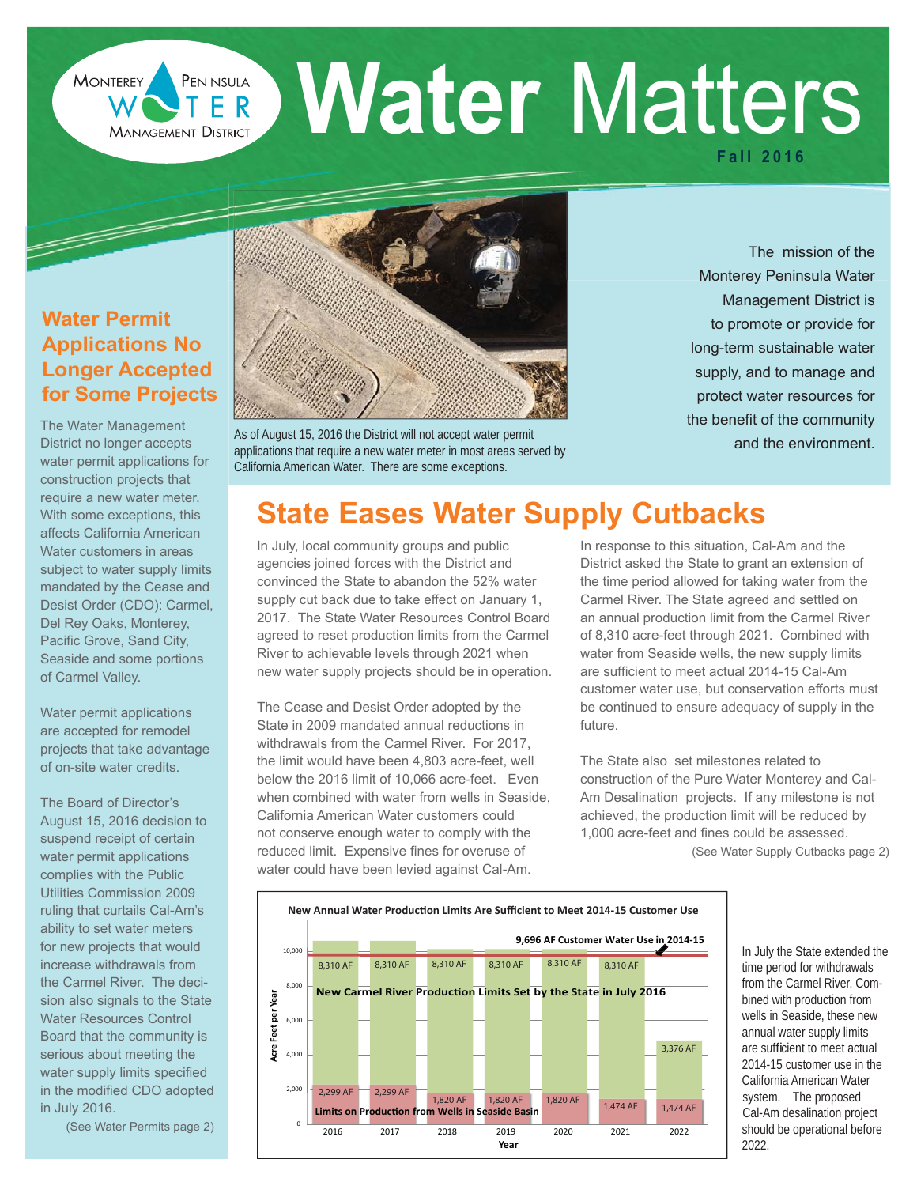# Water Matters

**Fall 2016**

Monterey Peninsula Water Management District

The mission of the Monterey Peninsula Water Management District is to promote or provide for long-term sustainable water supply, and to manage and protect water resources for the benefit of the community and the environment.

As of August 15, 2016 the District will not accept water permit applications that require a new water meter in most areas served by California American Water. There are some exceptions.

## Water Permit Applications No Longer Accepted for Some Projects

The Water Management District no longer accepts water permit applications for construction projects that require a new water meter. With some exceptions, this affects California American Water customers in areas subject to water supply limits mandated by the Cease and Desist Order (CDO): Carmel, Del Rey Oaks, Monterey, Pacific Grove, Sand City, Seaside and some portions of Carmel Valley.

Water permit applications are accepted for remodel projects that take advantage of on-site water credits.

The Board of Director's August 15, 2016 decision to suspend receipt of certain water permit applications complies with the Public Utilities Commission 2009 ruling that curtails Cal-Am's ability to set water meters for new projects that would increase withdrawals from the Carmel River. The decision also signals to the State Water Resources Control Board that the community is serious about meeting the water supply limits specified in the modified CDO adopted in July 2016.

(See Water Permits page 2)

## State Eases Water Supply Cutbacks

In July, local community groups and public agencies joined forces with the District and convinced the State to abandon the 52% water supply cut back due to take effect on January 1, 2017. The State Water Resources Control Board agreed to reset production limits from the Carmel River to achievable levels through 2021 when new water supply projects should be in operation.

The Cease and Desist Order adopted by the State in 2009 mandated annual reductions in withdrawals from the Carmel River. For 2017, the limit would have been 4,803 acre-feet, well below the 2016 limit of 10,066 acre-feet. Even when combined with water from wells in Seaside, California American Water customers could not conserve enough water to comply with the reduced limit. Expensive fines for overuse of water could have been levied against Cal-Am.

In response to this situation, Cal-Am and the District asked the State to grant an extension of the time period allowed for taking water from the Carmel River. The State agreed and settled on an annual production limit from the Carmel River of 8,310 acre-feet through 2021. Combined with water from Seaside wells, the new supply limits are sufficient to meet actual 2014-15 Cal-Am customer water use, but conservation efforts must be continued to ensure adequacy of supply in the future.

The State also set milestones related to construction of the Pure Water Monterey and Cal-Am Desalination projects. If any milestone is not achieved, the production limit will be reduced by 1,000 acre-feet and fines could be assessed.

(See Water Supply Cutbacks page 2)

**New Annual Water Production Limits Are Sufficient to Meet 2014-15 Customer Use**

9,696 AF Customer Water Use in 2014-15

| Year | New Carmel River Production Limits Set by the State in July 2016 | Limits on Production from Wells in Seaside Basin |
|---|---|---|
| 2016 | 8,310 AF | 2,299 AF |
| 2017 | 8,310 AF | 2,299 AF |
| 2018 | 8,310 AF | 1,820 AF |
| 2019 | 8,310 AF | 1,820 AF |
| 2020 | 8,310 AF | 1,820 AF |
| 2021 | 8,310 AF | 1,474 AF |
| 2022 | 3,376 AF | 1,474 AF |

In July the State extended the time period for withdrawals from the Carmel River. Combined with production from wells in Seaside, these new annual water supply limits are sufficient to meet actual 2014-15 customer use in the California American Water system. The proposed Cal-Am desalination project should be operational before 2022.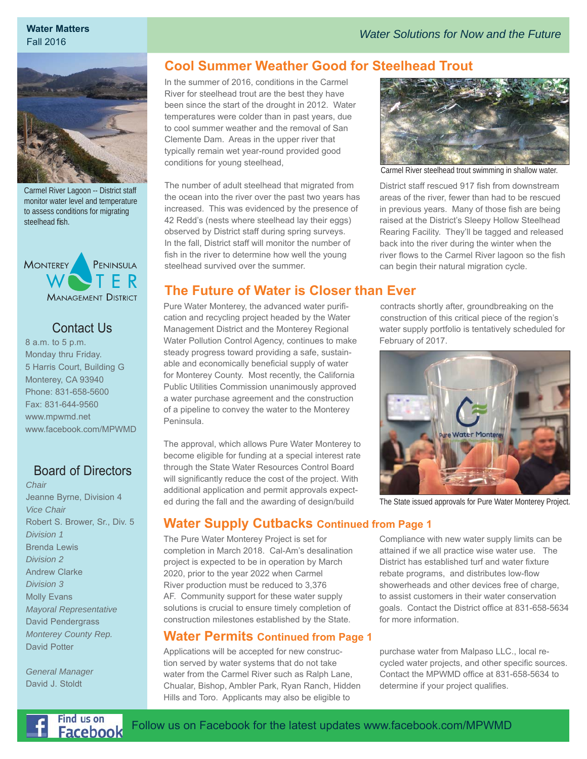Water Matters
Fall 2016

*Water Solutions for Now and the Future*

Carmel River Lagoon -- District staff monitor water level and temperature to assess conditions for migrating steelhead fish.

MONTEREY PENINSULA WATER MANAGEMENT DISTRICT

## Contact Us

8 a.m. to 5 p.m.
Monday thru Friday.
5 Harris Court, Building G
Monterey, CA 93940
Phone: 831-658-5600
Fax: 831-644-9560
www.mpwmd.net
www.facebook.com/MPWMD

## Board of Directors

*Chair*
Jeanne Byrne, Division 4
*Vice Chair*
Robert S. Brower, Sr., Div. 5
*Division 1*
Brenda Lewis
*Division 2*
Andrew Clarke
*Division 3*
Molly Evans
*Mayoral Representative*
David Pendergrass
*Monterey County Rep.*
David Potter

*General Manager*
David J. Stoldt

## Cool Summer Weather Good for Steelhead Trout

In the summer of 2016, conditions in the Carmel River for steelhead trout are the best they have been since the start of the drought in 2012. Water temperatures were colder than in past years, due to cool summer weather and the removal of San Clemente Dam. Areas in the upper river that typically remain wet year-round provided good conditions for young steelhead,

The number of adult steelhead that migrated from the ocean into the river over the past two years has increased. This was evidenced by the presence of 42 Redd's (nests where steelhead lay their eggs) observed by District staff during spring surveys. In the fall, District staff will monitor the number of fish in the river to determine how well the young steelhead survived over the summer.

Carmel River steelhead trout swimming in shallow water.

District staff rescued 917 fish from downstream areas of the river, fewer than had to be rescued in previous years. Many of those fish are being raised at the District's Sleepy Hollow Steelhead Rearing Facility. They'll be tagged and released back into the river during the winter when the river flows to the Carmel River lagoon so the fish can begin their natural migration cycle.

## The Future of Water is Closer than Ever

Pure Water Monterey, the advanced water purification and recycling project headed by the Water Management District and the Monterey Regional Water Pollution Control Agency, continues to make steady progress toward providing a safe, sustainable and economically beneficial supply of water for Monterey County. Most recently, the California Public Utilities Commission unanimously approved a water purchase agreement and the construction of a pipeline to convey the water to the Monterey Peninsula.

The approval, which allows Pure Water Monterey to become eligible for funding at a special interest rate through the State Water Resources Control Board will significantly reduce the cost of the project. With additional application and permit approvals expected during the fall and the awarding of design/build contracts shortly after, groundbreaking on the construction of this critical piece of the region's water supply portfolio is tentatively scheduled for February of 2017.

The State issued approvals for Pure Water Monterey Project.

## Water Supply Cutbacks Continued from Page 1

The Pure Water Monterey Project is set for completion in March 2018. Cal-Am's desalination project is expected to be in operation by March 2020, prior to the year 2022 when Carmel River production must be reduced to 3,376 AF. Community support for these water supply solutions is crucial to ensure timely completion of construction milestones established by the State.

Compliance with new water supply limits can be attained if we all practice wise water use. The District has established turf and water fixture rebate programs, and distributes low-flow showerheads and other devices free of charge, to assist customers in their water conservation goals. Contact the District office at 831-658-5634 for more information.

## Water Permits Continued from Page 1

Applications will be accepted for new construction served by water systems that do not take water from the Carmel River such as Ralph Lane, Chualar, Bishop, Ambler Park, Ryan Ranch, Hidden Hills and Toro. Applicants may also be eligible to purchase water from Malpaso LLC., local recycled water projects, and other specific sources. Contact the MPWMD office at 831-658-5634 to determine if your project qualifies.

Find us on Facebook — Follow us on Facebook for the latest updates www.facebook.com/MPWMD